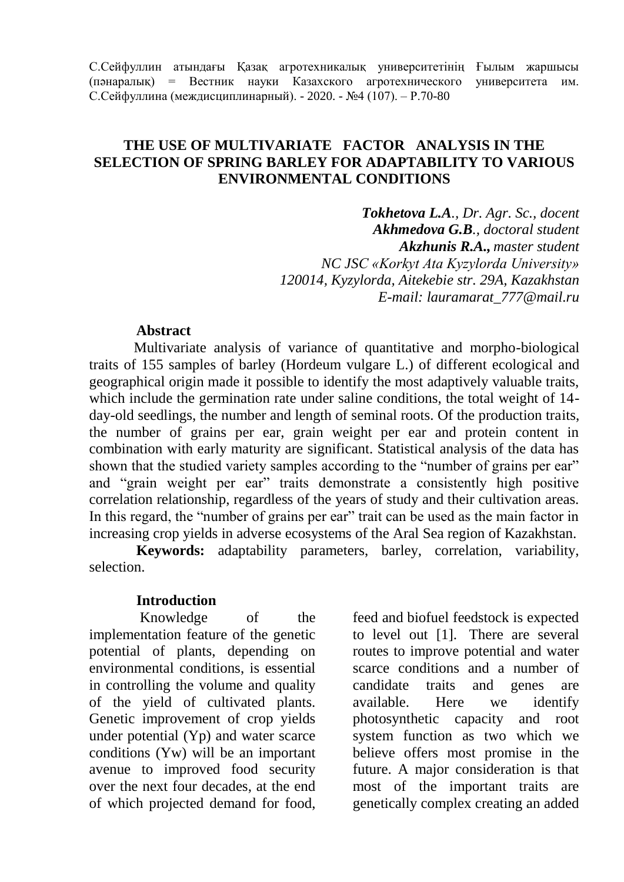С.Сейфуллин атындағы Қазақ агротехникалық университетінің Ғылым жаршысы (пәнаралық) = Вестник науки Казахского агротехнического университета им. С.Сейфуллина (междисциплинарный). - 2020. - №4 (107). – Р.70-80

# THE USE OF MULTIVARIATE FACTOR ANALYSIS IN THE SELECTION OF SPRING BARLEY FOR ADAPTABILITY TO VARIOUS ENVIRONMENTAL CONDITIONS

***Tokhetova L.A.**, Dr. Agr. Sc., docent*
***Akhmedova G.B.**, doctoral student*
***Akzhunis R.A.**, master student*
*NC JSC «Korkyt Ata Kyzylorda University»*
*120014, Kyzylorda, Aitekebie str. 29A, Kazakhstan*
*E-mail: lauramarat_777@mail.ru*

**Abstract**

Multivariate analysis of variance of quantitative and morpho-biological traits of 155 samples of barley (Hordeum vulgare L.) of different ecological and geographical origin made it possible to identify the most adaptively valuable traits, which include the germination rate under saline conditions, the total weight of 14-day-old seedlings, the number and length of seminal roots. Of the production traits, the number of grains per ear, grain weight per ear and protein content in combination with early maturity are significant. Statistical analysis of the data has shown that the studied variety samples according to the "number of grains per ear" and "grain weight per ear" traits demonstrate a consistently high positive correlation relationship, regardless of the years of study and their cultivation areas. In this regard, the "number of grains per ear" trait can be used as the main factor in increasing crop yields in adverse ecosystems of the Aral Sea region of Kazakhstan.

**Keywords:** adaptability parameters, barley, correlation, variability, selection.

**Introduction**

Knowledge of the implementation feature of the genetic potential of plants, depending on environmental conditions, is essential in controlling the volume and quality of the yield of cultivated plants. Genetic improvement of crop yields under potential (Yp) and water scarce conditions (Yw) will be an important avenue to improved food security over the next four decades, at the end of which projected demand for food, feed and biofuel feedstock is expected to level out [1]. There are several routes to improve potential and water scarce conditions and a number of candidate traits and genes are available. Here we identify photosynthetic capacity and root system function as two which we believe offers most promise in the future. A major consideration is that most of the important traits are genetically complex creating an added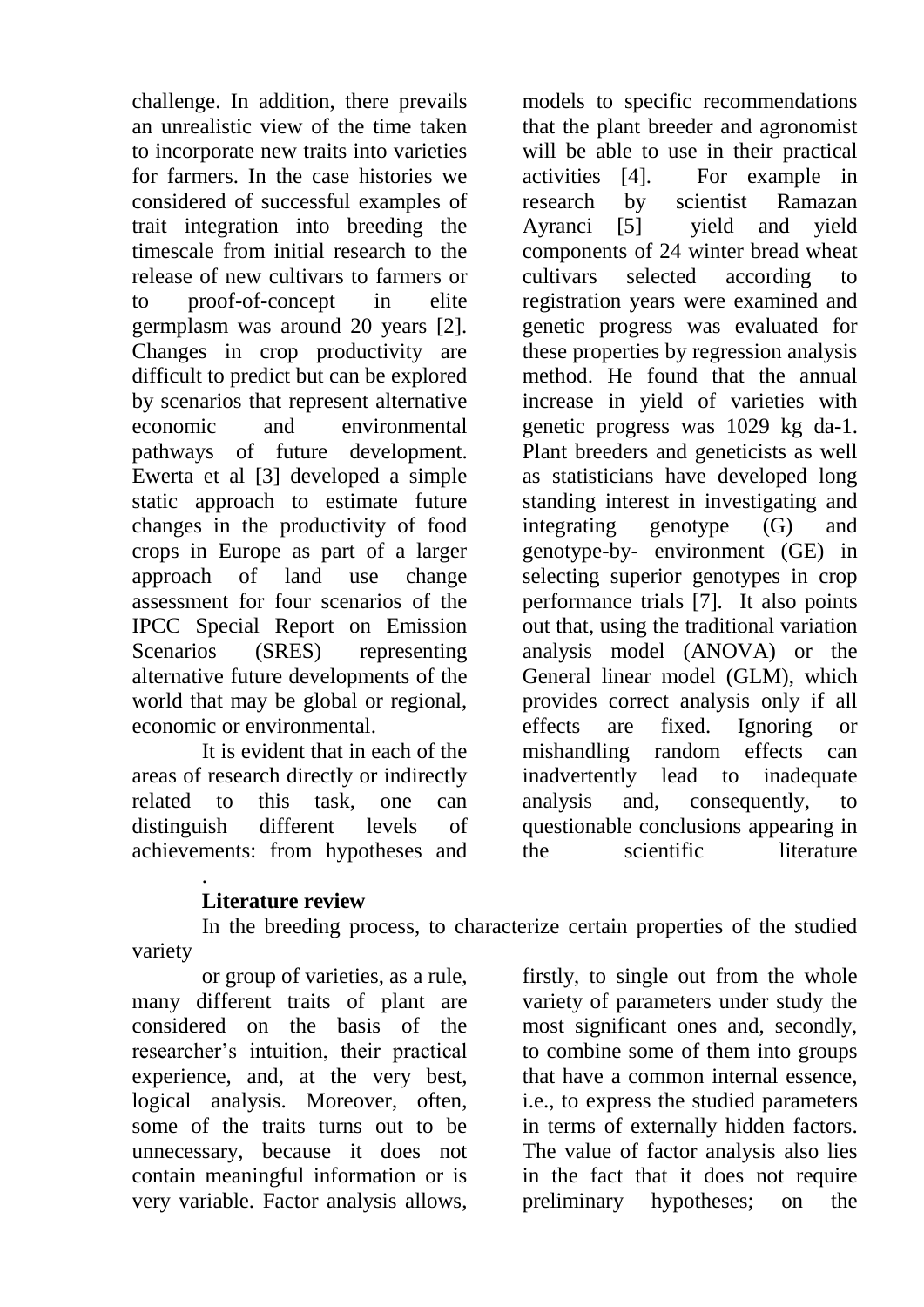challenge. In addition, there prevails an unrealistic view of the time taken to incorporate new traits into varieties for farmers. In the case histories we considered of successful examples of trait integration into breeding the timescale from initial research to the release of new cultivars to farmers or to proof-of-concept in elite germplasm was around 20 years [2]. Changes in crop productivity are difficult to predict but can be explored by scenarios that represent alternative economic and environmental pathways of future development. Ewerta et al [3] developed a simple static approach to estimate future changes in the productivity of food crops in Europe as part of a larger approach of land use change assessment for four scenarios of the IPCC Special Report on Emission Scenarios (SRES) representing alternative future developments of the world that may be global or regional, economic or environmental.

It is evident that in each of the areas of research directly or indirectly related to this task, one can distinguish different levels of achievements: from hypotheses and models to specific recommendations that the plant breeder and agronomist will be able to use in their practical activities [4]. For example in research by scientist Ramazan Ayranci [5] yield and yield components of 24 winter bread wheat cultivars selected according to registration years were examined and genetic progress was evaluated for these properties by regression analysis method. He found that the annual increase in yield of varieties with genetic progress was 1029 kg da-1. Plant breeders and geneticists as well as statisticians have developed long standing interest in investigating and integrating genotype (G) and genotype-by- environment (GE) in selecting superior genotypes in crop performance trials [7]. It also points out that, using the traditional variation analysis model (ANOVA) or the General linear model (GLM), which provides correct analysis only if all effects are fixed. Ignoring or mishandling random effects can inadvertently lead to inadequate analysis and, consequently, to questionable conclusions appearing in the scientific literature.

## Literature review

In the breeding process, to characterize certain properties of the studied variety or group of varieties, as a rule, many different traits of plant are considered on the basis of the researcher's intuition, their practical experience, and, at the very best, logical analysis. Moreover, often, some of the traits turns out to be unnecessary, because it does not contain meaningful information or is very variable. Factor analysis allows, firstly, to single out from the whole variety of parameters under study the most significant ones and, secondly, to combine some of them into groups that have a common internal essence, i.e., to express the studied parameters in terms of externally hidden factors. The value of factor analysis also lies in the fact that it does not require preliminary hypotheses; on the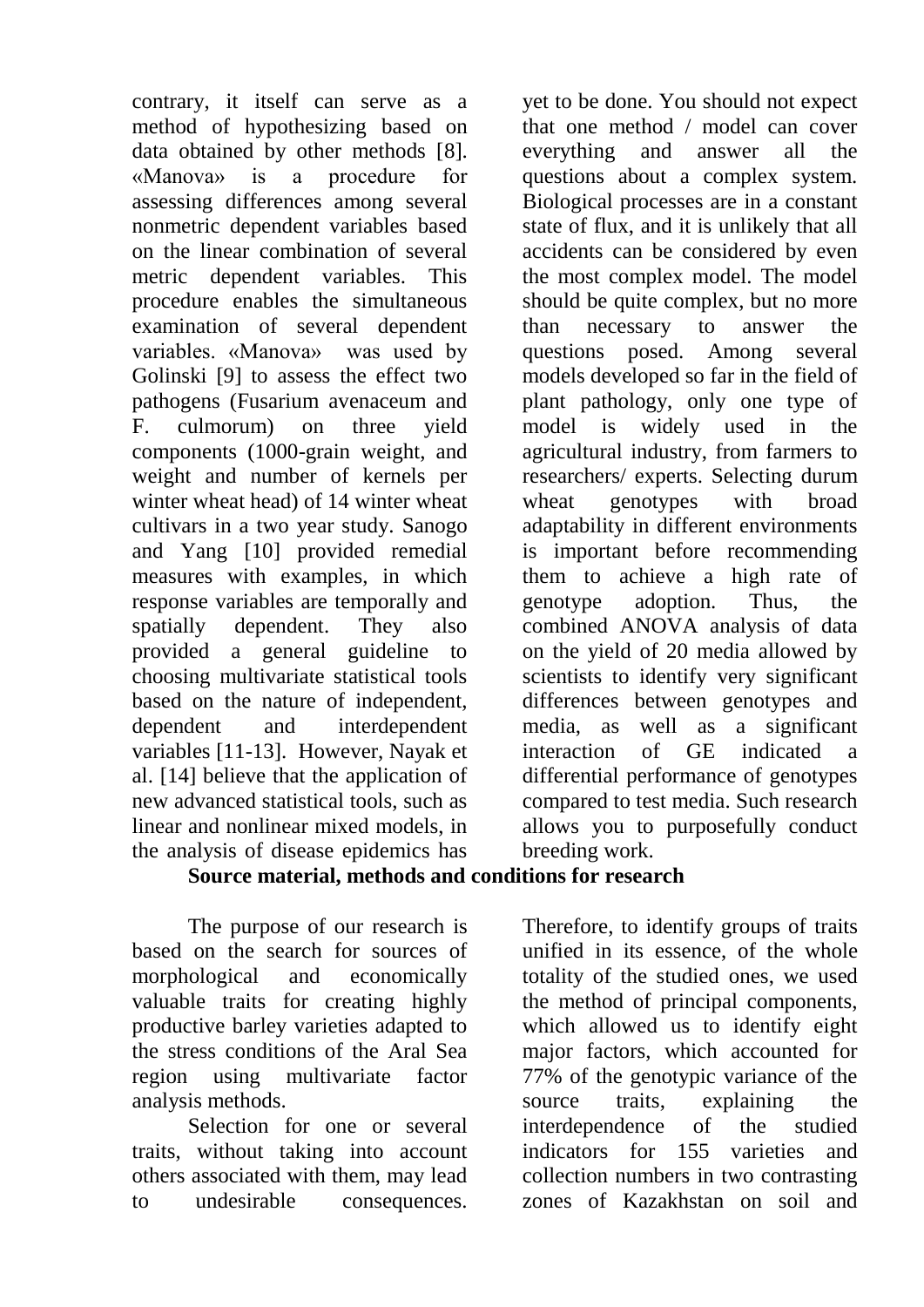contrary, it itself can serve as a method of hypothesizing based on data obtained by other methods [8]. «Manova» is a procedure for assessing differences among several nonmetric dependent variables based on the linear combination of several metric dependent variables. This procedure enables the simultaneous examination of several dependent variables. «Manova» was used by Golinski [9] to assess the effect two pathogens (Fusarium avenaceum and F. culmorum) on three yield components (1000-grain weight, and weight and number of kernels per winter wheat head) of 14 winter wheat cultivars in a two year study. Sanogo and Yang [10] provided remedial measures with examples, in which response variables are temporally and spatially dependent. They also provided a general guideline to choosing multivariate statistical tools based on the nature of independent, dependent and interdependent variables [11-13]. However, Nayak et al. [14] believe that the application of new advanced statistical tools, such as linear and nonlinear mixed models, in the analysis of disease epidemics has yet to be done. You should not expect that one method / model can cover everything and answer all the questions about a complex system. Biological processes are in a constant state of flux, and it is unlikely that all accidents can be considered by even the most complex model. The model should be quite complex, but no more than necessary to answer the questions posed. Among several models developed so far in the field of plant pathology, only one type of model is widely used in the agricultural industry, from farmers to researchers/ experts. Selecting durum wheat genotypes with broad adaptability in different environments is important before recommending them to achieve a high rate of genotype adoption. Thus, the combined ANOVA analysis of data on the yield of 20 media allowed by scientists to identify very significant differences between genotypes and media, as well as a significant interaction of GE indicated a differential performance of genotypes compared to test media. Such research allows you to purposefully conduct breeding work.

## Source material, methods and conditions for research

The purpose of our research is based on the search for sources of morphological and economically valuable traits for creating highly productive barley varieties adapted to the stress conditions of the Aral Sea region using multivariate factor analysis methods.

Selection for one or several traits, without taking into account others associated with them, may lead to undesirable consequences. Therefore, to identify groups of traits unified in its essence, of the whole totality of the studied ones, we used the method of principal components, which allowed us to identify eight major factors, which accounted for 77% of the genotypic variance of the source traits, explaining the interdependence of the studied indicators for 155 varieties and collection numbers in two contrasting zones of Kazakhstan on soil and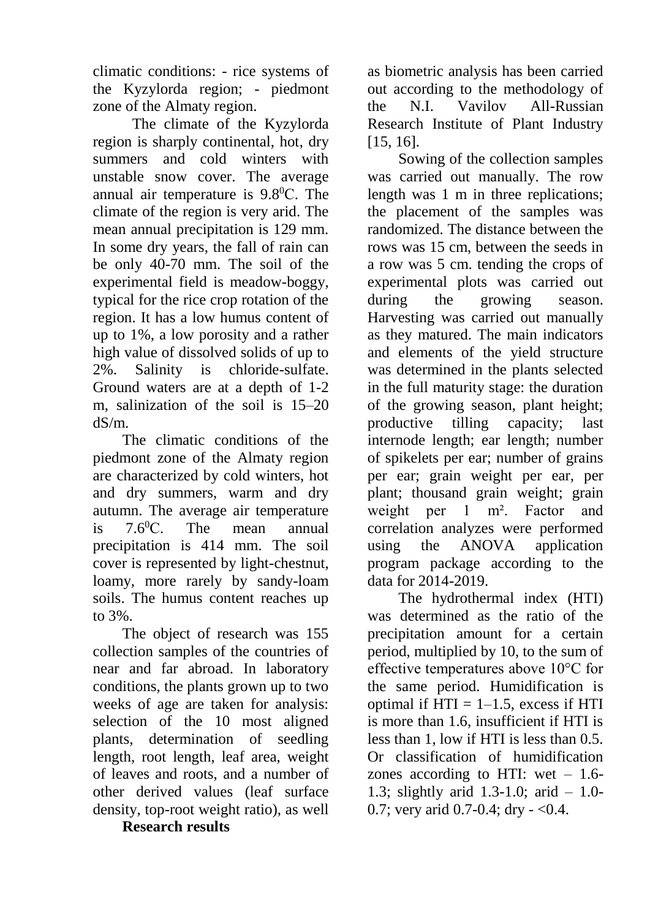climatic conditions: - rice systems of the Kyzylorda region; - piedmont zone of the Almaty region.

The climate of the Kyzylorda region is sharply continental, hot, dry summers and cold winters with unstable snow cover. The average annual air temperature is $9.8^{0}$C. The climate of the region is very arid. The mean annual precipitation is 129 mm. In some dry years, the fall of rain can be only 40-70 mm. The soil of the experimental field is meadow-boggy, typical for the rice crop rotation of the region. It has a low humus content of up to 1%, a low porosity and a rather high value of dissolved solids of up to 2%. Salinity is chloride-sulfate. Ground waters are at a depth of 1-2 m, salinization of the soil is 15–20 dS/m.

The climatic conditions of the piedmont zone of the Almaty region are characterized by cold winters, hot and dry summers, warm and dry autumn. The average air temperature is $7.6^{0}$C. The mean annual precipitation is 414 mm. The soil cover is represented by light-chestnut, loamy, more rarely by sandy-loam soils. The humus content reaches up to 3%.

The object of research was 155 collection samples of the countries of near and far abroad. In laboratory conditions, the plants grown up to two weeks of age are taken for analysis: selection of the 10 most aligned plants, determination of seedling length, root length, leaf area, weight of leaves and roots, and a number of other derived values (leaf surface density, top-root weight ratio), as well as biometric analysis has been carried out according to the methodology of the N.I. Vavilov All-Russian Research Institute of Plant Industry [15, 16].

Sowing of the collection samples was carried out manually. The row length was 1 m in three replications; the placement of the samples was randomized. The distance between the rows was 15 cm, between the seeds in a row was 5 cm. tending the crops of experimental plots was carried out during the growing season. Harvesting was carried out manually as they matured. The main indicators and elements of the yield structure was determined in the plants selected in the full maturity stage: the duration of the growing season, plant height; productive tilling capacity; last internode length; ear length; number of spikelets per ear; number of grains per ear; grain weight per ear, per plant; thousand grain weight; grain weight per 1 m². Factor and correlation analyzes were performed using the ANOVA application program package according to the data for 2014-2019.

The hydrothermal index (HTI) was determined as the ratio of the precipitation amount for a certain period, multiplied by 10, to the sum of effective temperatures above 10°C for the same period. Humidification is optimal if HTI = 1–1.5, excess if HTI is more than 1.6, insufficient if HTI is less than 1, low if HTI is less than 0.5. Or classification of humidification zones according to HTI: wet – 1.6-1.3; slightly arid 1.3-1.0; arid – 1.0-0.7; very arid 0.7-0.4; dry - <0.4.

**Research results**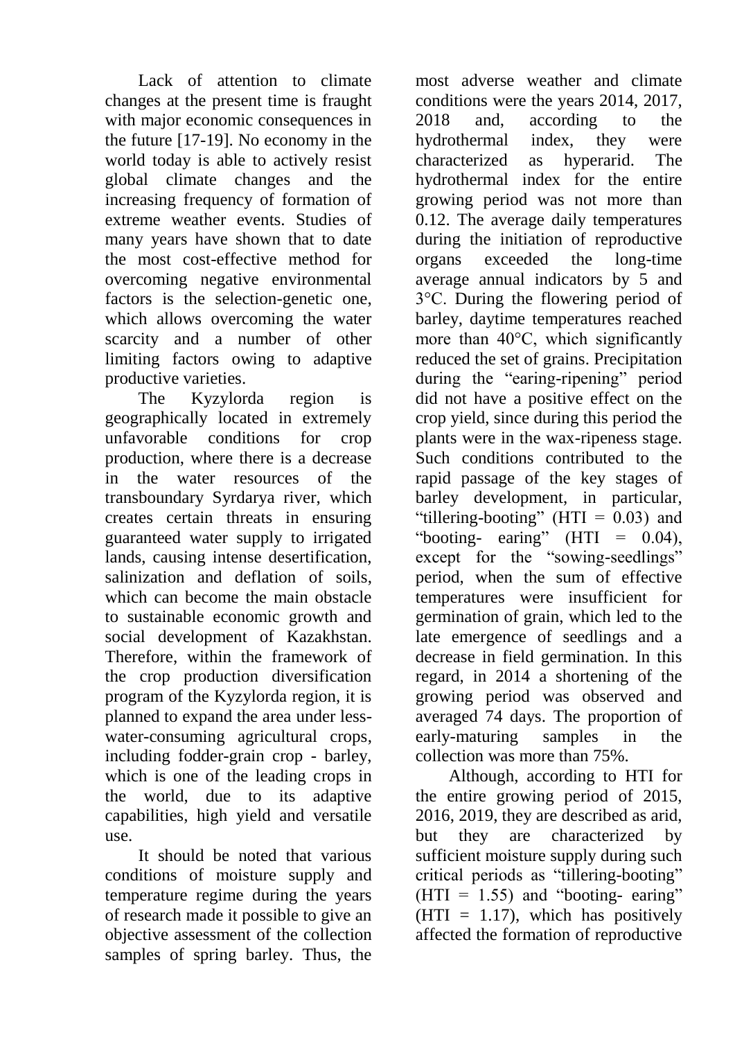Lack of attention to climate changes at the present time is fraught with major economic consequences in the future [17-19]. No economy in the world today is able to actively resist global climate changes and the increasing frequency of formation of extreme weather events. Studies of many years have shown that to date the most cost-effective method for overcoming negative environmental factors is the selection-genetic one, which allows overcoming the water scarcity and a number of other limiting factors owing to adaptive productive varieties.

The Kyzylorda region is geographically located in extremely unfavorable conditions for crop production, where there is a decrease in the water resources of the transboundary Syrdarya river, which creates certain threats in ensuring guaranteed water supply to irrigated lands, causing intense desertification, salinization and deflation of soils, which can become the main obstacle to sustainable economic growth and social development of Kazakhstan. Therefore, within the framework of the crop production diversification program of the Kyzylorda region, it is planned to expand the area under less-water-consuming agricultural crops, including fodder-grain crop - barley, which is one of the leading crops in the world, due to its adaptive capabilities, high yield and versatile use.

It should be noted that various conditions of moisture supply and temperature regime during the years of research made it possible to give an objective assessment of the collection samples of spring barley. Thus, the most adverse weather and climate conditions were the years 2014, 2017, 2018 and, according to the hydrothermal index, they were characterized as hyperarid. The hydrothermal index for the entire growing period was not more than 0.12. The average daily temperatures during the initiation of reproductive organs exceeded the long-time average annual indicators by 5 and 3°C. During the flowering period of barley, daytime temperatures reached more than 40°C, which significantly reduced the set of grains. Precipitation during the "earing-ripening" period did not have a positive effect on the crop yield, since during this period the plants were in the wax-ripeness stage. Such conditions contributed to the rapid passage of the key stages of barley development, in particular, "tillering-booting" (HTI = 0.03) and "booting- earing" (HTI = 0.04), except for the "sowing-seedlings" period, when the sum of effective temperatures were insufficient for germination of grain, which led to the late emergence of seedlings and a decrease in field germination. In this regard, in 2014 a shortening of the growing period was observed and averaged 74 days. The proportion of early-maturing samples in the collection was more than 75%.

Although, according to HTI for the entire growing period of 2015, 2016, 2019, they are described as arid, but they are characterized by sufficient moisture supply during such critical periods as "tillering-booting" (HTI = 1.55) and "booting- earing" (HTI = 1.17), which has positively affected the formation of reproductive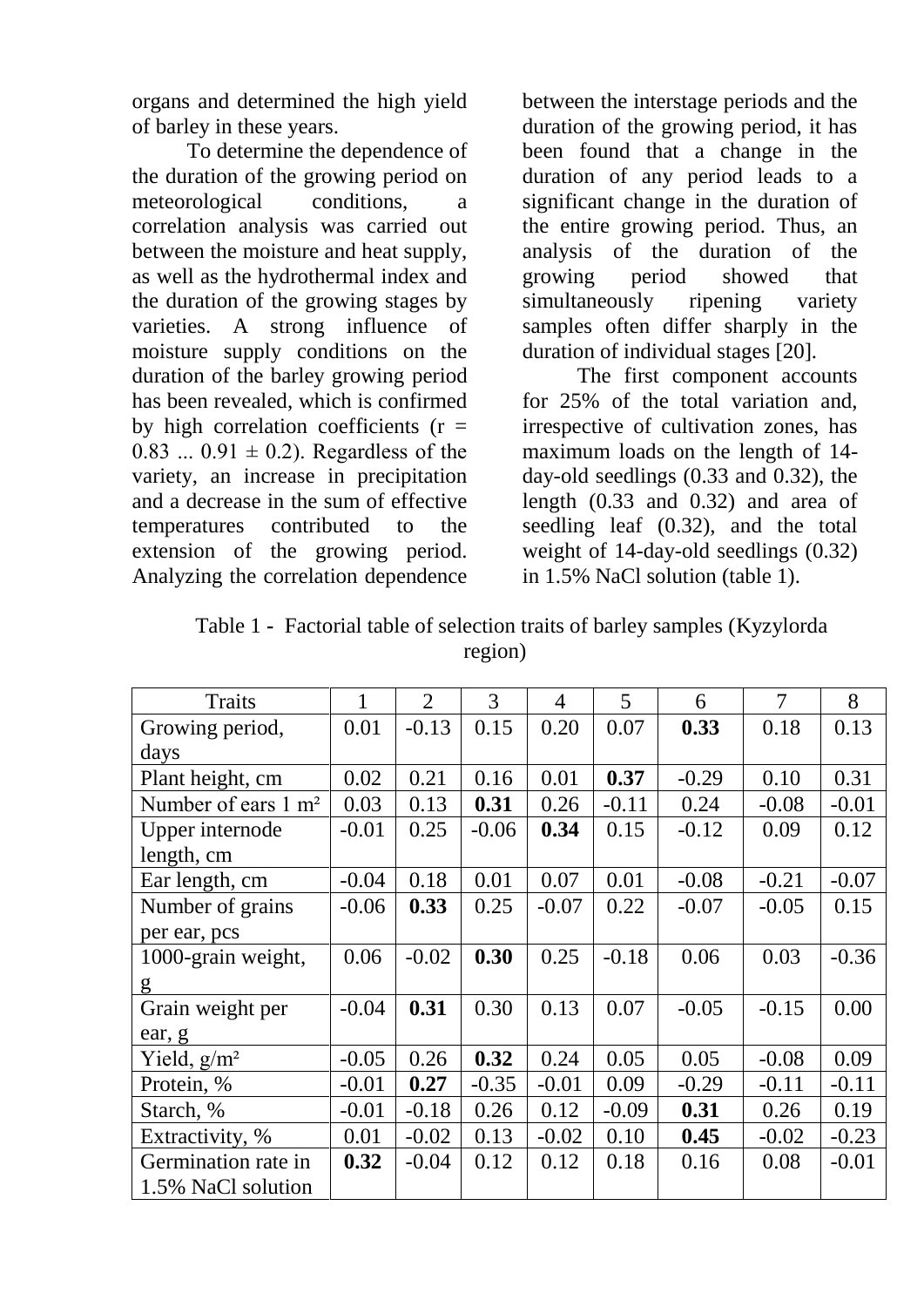organs and determined the high yield of barley in these years.

To determine the dependence of the duration of the growing period on meteorological conditions, a correlation analysis was carried out between the moisture and heat supply, as well as the hydrothermal index and the duration of the growing stages by varieties. A strong influence of moisture supply conditions on the duration of the barley growing period has been revealed, which is confirmed by high correlation coefficients ($r = 0.83 ... 0.91 \pm 0.2$). Regardless of the variety, an increase in precipitation and a decrease in the sum of effective temperatures contributed to the extension of the growing period. Analyzing the correlation dependence between the interstage periods and the duration of the growing period, it has been found that a change in the duration of any period leads to a significant change in the duration of the entire growing period. Thus, an analysis of the duration of the growing period showed that simultaneously ripening variety samples often differ sharply in the duration of individual stages [20].

The first component accounts for 25% of the total variation and, irrespective of cultivation zones, has maximum loads on the length of 14-day-old seedlings (0.33 and 0.32), the length (0.33 and 0.32) and area of seedling leaf (0.32), and the total weight of 14-day-old seedlings (0.32) in 1.5% NaCl solution (table 1).

Table 1 - Factorial table of selection traits of barley samples (Kyzylorda region)

| Traits | 1 | 2 | 3 | 4 | 5 | 6 | 7 | 8 |
|---|---|---|---|---|---|---|---|---|
| Growing period, days | 0.01 | -0.13 | 0.15 | 0.20 | 0.07 | **0.33** | 0.18 | 0.13 |
| Plant height, cm | 0.02 | 0.21 | 0.16 | 0.01 | **0.37** | -0.29 | 0.10 | 0.31 |
| Number of ears 1 m² | 0.03 | 0.13 | **0.31** | 0.26 | -0.11 | 0.24 | -0.08 | -0.01 |
| Upper internode length, cm | -0.01 | 0.25 | -0.06 | **0.34** | 0.15 | -0.12 | 0.09 | 0.12 |
| Ear length, cm | -0.04 | 0.18 | 0.01 | 0.07 | 0.01 | -0.08 | -0.21 | -0.07 |
| Number of grains per ear, pcs | -0.06 | **0.33** | 0.25 | -0.07 | 0.22 | -0.07 | -0.05 | 0.15 |
| 1000-grain weight, g | 0.06 | -0.02 | **0.30** | 0.25 | -0.18 | 0.06 | 0.03 | -0.36 |
| Grain weight per ear, g | -0.04 | **0.31** | 0.30 | 0.13 | 0.07 | -0.05 | -0.15 | 0.00 |
| Yield, g/m² | -0.05 | 0.26 | **0.32** | 0.24 | 0.05 | 0.05 | -0.08 | 0.09 |
| Protein, % | -0.01 | **0.27** | -0.35 | -0.01 | 0.09 | -0.29 | -0.11 | -0.11 |
| Starch, % | -0.01 | -0.18 | 0.26 | 0.12 | -0.09 | **0.31** | 0.26 | 0.19 |
| Extractivity, % | 0.01 | -0.02 | 0.13 | -0.02 | 0.10 | **0.45** | -0.02 | -0.23 |
| Germination rate in 1.5% NaCl solution | **0.32** | -0.04 | 0.12 | 0.12 | 0.18 | 0.16 | 0.08 | -0.01 |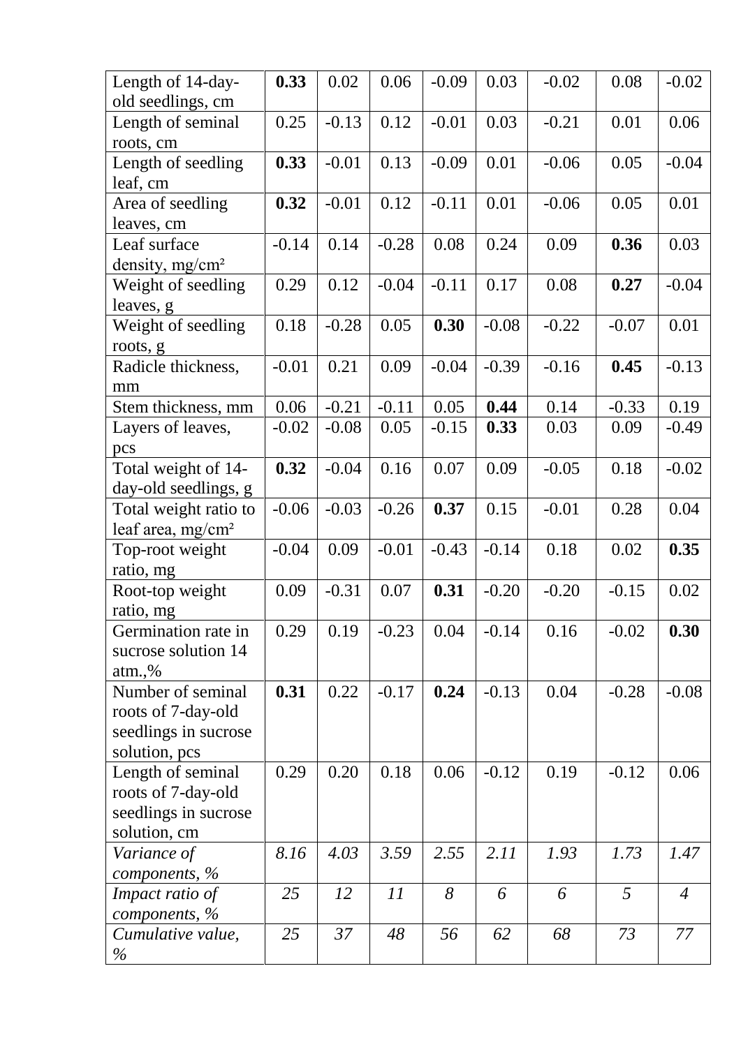| Length of 14-day-old seedlings, cm | **0.33** | 0.02 | 0.06 | -0.09 | 0.03 | -0.02 | 0.08 | -0.02 |
|---|---|---|---|---|---|---|---|---|
| Length of seminal roots, cm | 0.25 | -0.13 | 0.12 | -0.01 | 0.03 | -0.21 | 0.01 | 0.06 |
| Length of seedling leaf, cm | **0.33** | -0.01 | 0.13 | -0.09 | 0.01 | -0.06 | 0.05 | -0.04 |
| Area of seedling leaves, cm | **0.32** | -0.01 | 0.12 | -0.11 | 0.01 | -0.06 | 0.05 | 0.01 |
| Leaf surface density, mg/cm² | -0.14 | 0.14 | -0.28 | 0.08 | 0.24 | 0.09 | **0.36** | 0.03 |
| Weight of seedling leaves, g | 0.29 | 0.12 | -0.04 | -0.11 | 0.17 | 0.08 | **0.27** | -0.04 |
| Weight of seedling roots, g | 0.18 | -0.28 | 0.05 | **0.30** | -0.08 | -0.22 | -0.07 | 0.01 |
| Radicle thickness, mm | -0.01 | 0.21 | 0.09 | -0.04 | -0.39 | -0.16 | **0.45** | -0.13 |
| Stem thickness, mm | 0.06 | -0.21 | -0.11 | 0.05 | **0.44** | 0.14 | -0.33 | 0.19 |
| Layers of leaves, pcs | -0.02 | -0.08 | 0.05 | -0.15 | **0.33** | 0.03 | 0.09 | -0.49 |
| Total weight of 14-day-old seedlings, g | **0.32** | -0.04 | 0.16 | 0.07 | 0.09 | -0.05 | 0.18 | -0.02 |
| Total weight ratio to leaf area, mg/cm² | -0.06 | -0.03 | -0.26 | **0.37** | 0.15 | -0.01 | 0.28 | 0.04 |
| Top-root weight ratio, mg | -0.04 | 0.09 | -0.01 | -0.43 | -0.14 | 0.18 | 0.02 | **0.35** |
| Root-top weight ratio, mg | 0.09 | -0.31 | 0.07 | **0.31** | -0.20 | -0.20 | -0.15 | 0.02 |
| Germination rate in sucrose solution 14 atm.,% | 0.29 | 0.19 | -0.23 | 0.04 | -0.14 | 0.16 | -0.02 | **0.30** |
| Number of seminal roots of 7-day-old seedlings in sucrose solution, pcs | **0.31** | 0.22 | -0.17 | **0.24** | -0.13 | 0.04 | -0.28 | -0.08 |
| Length of seminal roots of 7-day-old seedlings in sucrose solution, cm | 0.29 | 0.20 | 0.18 | 0.06 | -0.12 | 0.19 | -0.12 | 0.06 |
| *Variance of components, %* | *8.16* | *4.03* | *3.59* | *2.55* | *2.11* | *1.93* | *1.73* | *1.47* |
| *Impact ratio of components, %* | *25* | *12* | *11* | *8* | *6* | *6* | *5* | *4* |
| *Cumulative value, %* | *25* | *37* | *48* | *56* | *62* | *68* | *73* | *77* |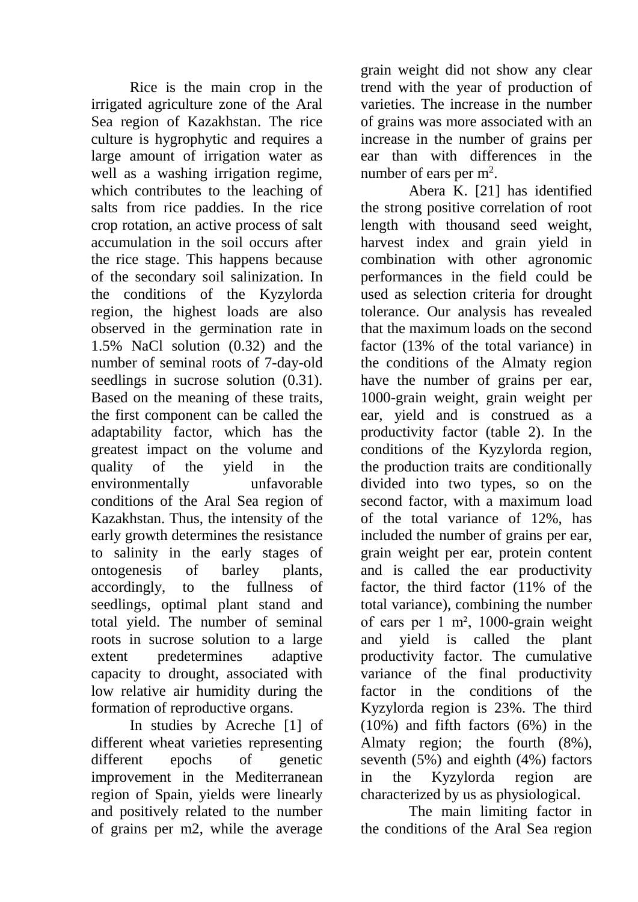Rice is the main crop in the irrigated agriculture zone of the Aral Sea region of Kazakhstan. The rice culture is hygrophytic and requires a large amount of irrigation water as well as a washing irrigation regime, which contributes to the leaching of salts from rice paddies. In the rice crop rotation, an active process of salt accumulation in the soil occurs after the rice stage. This happens because of the secondary soil salinization. In the conditions of the Kyzylorda region, the highest loads are also observed in the germination rate in 1.5% NaCl solution (0.32) and the number of seminal roots of 7-day-old seedlings in sucrose solution (0.31). Based on the meaning of these traits, the first component can be called the adaptability factor, which has the greatest impact on the volume and quality of the yield in the environmentally unfavorable conditions of the Aral Sea region of Kazakhstan. Thus, the intensity of the early growth determines the resistance to salinity in the early stages of ontogenesis of barley plants, accordingly, to the fullness of seedlings, optimal plant stand and total yield. The number of seminal roots in sucrose solution to a large extent predetermines adaptive capacity to drought, associated with low relative air humidity during the formation of reproductive organs.

In studies by Acreche [1] of different wheat varieties representing different epochs of genetic improvement in the Mediterranean region of Spain, yields were linearly and positively related to the number of grains per m2, while the average grain weight did not show any clear trend with the year of production of varieties. The increase in the number of grains was more associated with an increase in the number of grains per ear than with differences in the number of ears per $m^2$.

Abera K. [21] has identified the strong positive correlation of root length with thousand seed weight, harvest index and grain yield in combination with other agronomic performances in the field could be used as selection criteria for drought tolerance. Our analysis has revealed that the maximum loads on the second factor (13% of the total variance) in the conditions of the Almaty region have the number of grains per ear, 1000-grain weight, grain weight per ear, yield and is construed as a productivity factor (table 2). In the conditions of the Kyzylorda region, the production traits are conditionally divided into two types, so on the second factor, with a maximum load of the total variance of 12%, has included the number of grains per ear, grain weight per ear, protein content and is called the ear productivity factor, the third factor (11% of the total variance), combining the number of ears per 1 $m^2$, 1000-grain weight and yield is called the plant productivity factor. The cumulative variance of the final productivity factor in the conditions of the Kyzylorda region is 23%. The third (10%) and fifth factors (6%) in the Almaty region; the fourth (8%), seventh (5%) and eighth (4%) factors in the Kyzylorda region are characterized by us as physiological.

The main limiting factor in the conditions of the Aral Sea region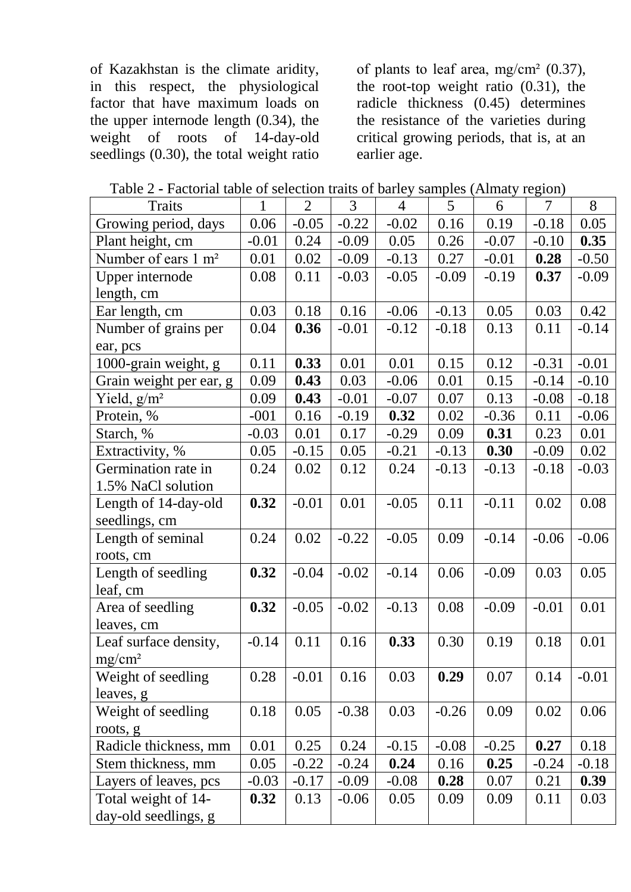of Kazakhstan is the climate aridity, in this respect, the physiological factor that have maximum loads on the upper internode length (0.34), the weight of roots of 14-day-old seedlings (0.30), the total weight ratio of plants to leaf area, mg/cm² (0.37), the root-top weight ratio (0.31), the radicle thickness (0.45) determines the resistance of the varieties during critical growing periods, that is, at an earlier age.

Table 2 - Factorial table of selection traits of barley samples (Almaty region)

| Traits | 1 | 2 | 3 | 4 | 5 | 6 | 7 | 8 |
|---|---|---|---|---|---|---|---|---|
| Growing period, days | 0.06 | -0.05 | -0.22 | -0.02 | 0.16 | 0.19 | -0.18 | 0.05 |
| Plant height, cm | -0.01 | 0.24 | -0.09 | 0.05 | 0.26 | -0.07 | -0.10 | **0.35** |
| Number of ears 1 m² | 0.01 | 0.02 | -0.09 | -0.13 | 0.27 | -0.01 | **0.28** | -0.50 |
| Upper internode length, cm | 0.08 | 0.11 | -0.03 | -0.05 | -0.09 | -0.19 | **0.37** | -0.09 |
| Ear length, cm | 0.03 | 0.18 | 0.16 | -0.06 | -0.13 | 0.05 | 0.03 | 0.42 |
| Number of grains per ear, pcs | 0.04 | **0.36** | -0.01 | -0.12 | -0.18 | 0.13 | 0.11 | -0.14 |
| 1000-grain weight, g | 0.11 | **0.33** | 0.01 | 0.01 | 0.15 | 0.12 | -0.31 | -0.01 |
| Grain weight per ear, g | 0.09 | **0.43** | 0.03 | -0.06 | 0.01 | 0.15 | -0.14 | -0.10 |
| Yield, g/m² | 0.09 | **0.43** | -0.01 | -0.07 | 0.07 | 0.13 | -0.08 | -0.18 |
| Protein, % | -001 | 0.16 | -0.19 | **0.32** | 0.02 | -0.36 | 0.11 | -0.06 |
| Starch, % | -0.03 | 0.01 | 0.17 | -0.29 | 0.09 | **0.31** | 0.23 | 0.01 |
| Extractivity, % | 0.05 | -0.15 | 0.05 | -0.21 | -0.13 | **0.30** | -0.09 | 0.02 |
| Germination rate in 1.5% NaCl solution | 0.24 | 0.02 | 0.12 | 0.24 | -0.13 | -0.13 | -0.18 | -0.03 |
| Length of 14-day-old seedlings, cm | **0.32** | -0.01 | 0.01 | -0.05 | 0.11 | -0.11 | 0.02 | 0.08 |
| Length of seminal roots, cm | 0.24 | 0.02 | -0.22 | -0.05 | 0.09 | -0.14 | -0.06 | -0.06 |
| Length of seedling leaf, cm | **0.32** | -0.04 | -0.02 | -0.14 | 0.06 | -0.09 | 0.03 | 0.05 |
| Area of seedling leaves, cm | **0.32** | -0.05 | -0.02 | -0.13 | 0.08 | -0.09 | -0.01 | 0.01 |
| Leaf surface density, mg/cm² | -0.14 | 0.11 | 0.16 | **0.33** | 0.30 | 0.19 | 0.18 | 0.01 |
| Weight of seedling leaves, g | 0.28 | -0.01 | 0.16 | 0.03 | **0.29** | 0.07 | 0.14 | -0.01 |
| Weight of seedling roots, g | 0.18 | 0.05 | -0.38 | 0.03 | -0.26 | 0.09 | 0.02 | 0.06 |
| Radicle thickness, mm | 0.01 | 0.25 | 0.24 | -0.15 | -0.08 | -0.25 | **0.27** | 0.18 |
| Stem thickness, mm | 0.05 | -0.22 | -0.24 | **0.24** | 0.16 | **0.25** | -0.24 | -0.18 |
| Layers of leaves, pcs | -0.03 | -0.17 | -0.09 | -0.08 | **0.28** | 0.07 | 0.21 | **0.39** |
| Total weight of 14-day-old seedlings, g | **0.32** | 0.13 | -0.06 | 0.05 | 0.09 | 0.09 | 0.11 | 0.03 |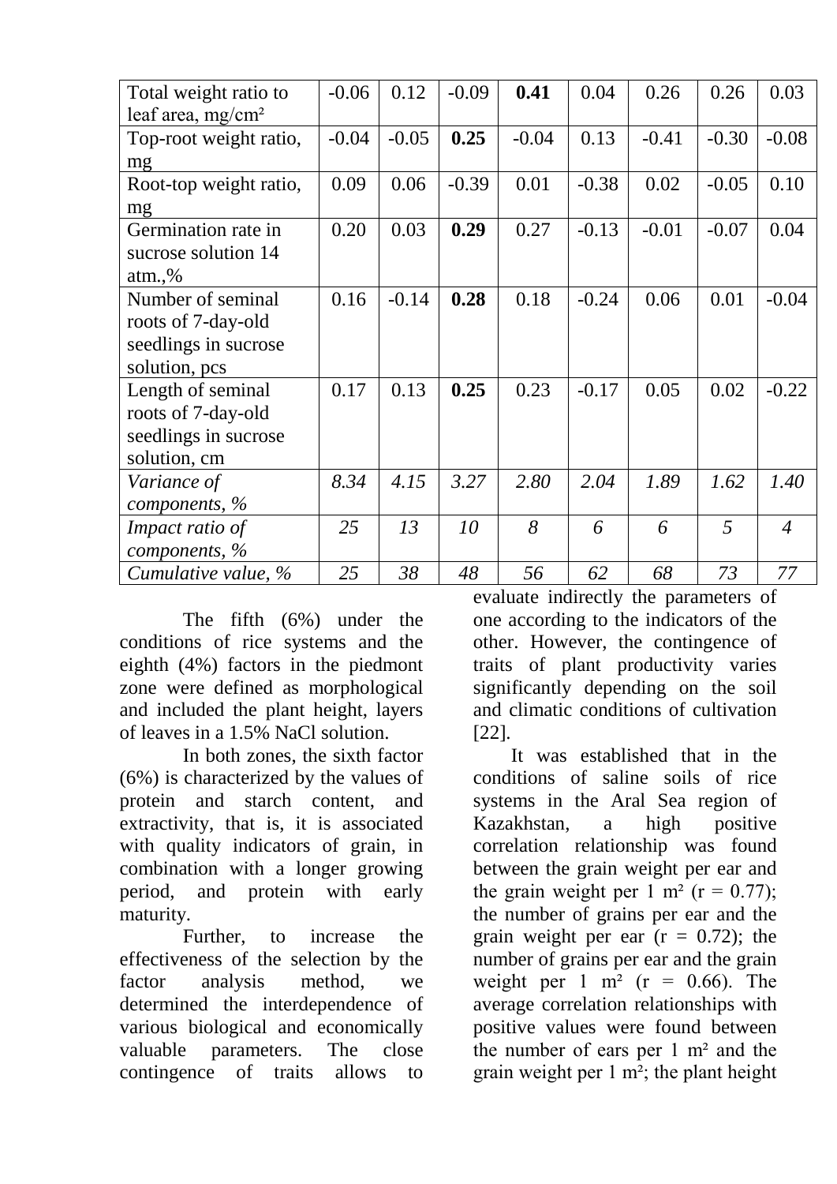| | | | | | | | | |
|---|---|---|---|---|---|---|---|---|
| Total weight ratio to leaf area, mg/cm² | -0.06 | 0.12 | -0.09 | **0.41** | 0.04 | 0.26 | 0.26 | 0.03 |
| Top-root weight ratio, mg | -0.04 | -0.05 | **0.25** | -0.04 | 0.13 | -0.41 | -0.30 | -0.08 |
| Root-top weight ratio, mg | 0.09 | 0.06 | -0.39 | 0.01 | -0.38 | 0.02 | -0.05 | 0.10 |
| Germination rate in sucrose solution 14 atm.,% | 0.20 | 0.03 | **0.29** | 0.27 | -0.13 | -0.01 | -0.07 | 0.04 |
| Number of seminal roots of 7-day-old seedlings in sucrose solution, pcs | 0.16 | -0.14 | **0.28** | 0.18 | -0.24 | 0.06 | 0.01 | -0.04 |
| Length of seminal roots of 7-day-old seedlings in sucrose solution, cm | 0.17 | 0.13 | **0.25** | 0.23 | -0.17 | 0.05 | 0.02 | -0.22 |
| *Variance of components, %* | *8.34* | *4.15* | *3.27* | *2.80* | *2.04* | *1.89* | *1.62* | *1.40* |
| *Impact ratio of components, %* | *25* | *13* | *10* | *8* | *6* | *6* | *5* | *4* |
| *Cumulative value, %* | *25* | *38* | *48* | *56* | *62* | *68* | *73* | *77* |

The fifth (6%) under the conditions of rice systems and the eighth (4%) factors in the piedmont zone were defined as morphological and included the plant height, layers of leaves in a 1.5% NaCl solution.

In both zones, the sixth factor (6%) is characterized by the values of protein and starch content, and extractivity, that is, it is associated with quality indicators of grain, in combination with a longer growing period, and protein with early maturity.

Further, to increase the effectiveness of the selection by the factor analysis method, we determined the interdependence of various biological and economically valuable parameters. The close contingence of traits allows to evaluate indirectly the parameters of one according to the indicators of the other. However, the contingence of traits of plant productivity varies significantly depending on the soil and climatic conditions of cultivation [22].

It was established that in the conditions of saline soils of rice systems in the Aral Sea region of Kazakhstan, a high positive correlation relationship was found between the grain weight per ear and the grain weight per 1 m² ($r = 0.77$); the number of grains per ear and the grain weight per ear ($r = 0.72$); the number of grains per ear and the grain weight per 1 m² ($r = 0.66$). The average correlation relationships with positive values were found between the number of ears per 1 m² and the grain weight per 1 m²; the plant height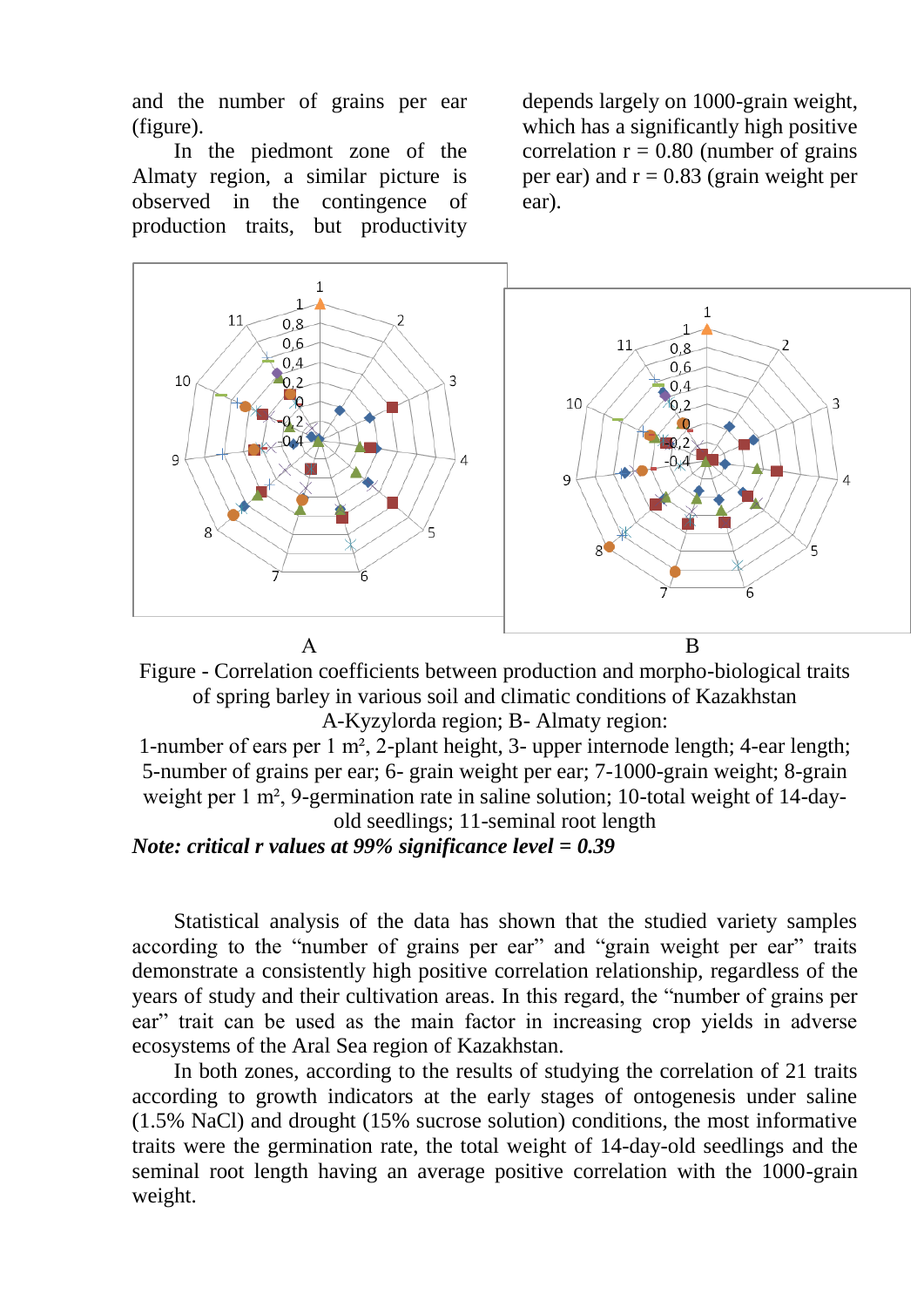and the number of grains per ear (figure).

In the piedmont zone of the Almaty region, a similar picture is observed in the contingence of production traits, but productivity depends largely on 1000-grain weight, which has a significantly high positive correlation r = 0.80 (number of grains per ear) and r = 0.83 (grain weight per ear).

A B

Figure - Correlation coefficients between production and morpho-biological traits of spring barley in various soil and climatic conditions of Kazakhstan

A-Kyzylorda region; B- Almaty region:

1-number of ears per 1 m², 2-plant height, 3- upper internode length; 4-ear length; 5-number of grains per ear; 6- grain weight per ear; 7-1000-grain weight; 8-grain weight per 1 m², 9-germination rate in saline solution; 10-total weight of 14-day-old seedlings; 11-seminal root length

***Note: critical r values at 99% significance level = 0.39***

Statistical analysis of the data has shown that the studied variety samples according to the "number of grains per ear" and "grain weight per ear" traits demonstrate a consistently high positive correlation relationship, regardless of the years of study and their cultivation areas. In this regard, the "number of grains per ear" trait can be used as the main factor in increasing crop yields in adverse ecosystems of the Aral Sea region of Kazakhstan.

In both zones, according to the results of studying the correlation of 21 traits according to growth indicators at the early stages of ontogenesis under saline (1.5% NaCl) and drought (15% sucrose solution) conditions, the most informative traits were the germination rate, the total weight of 14-day-old seedlings and the seminal root length having an average positive correlation with the 1000-grain weight.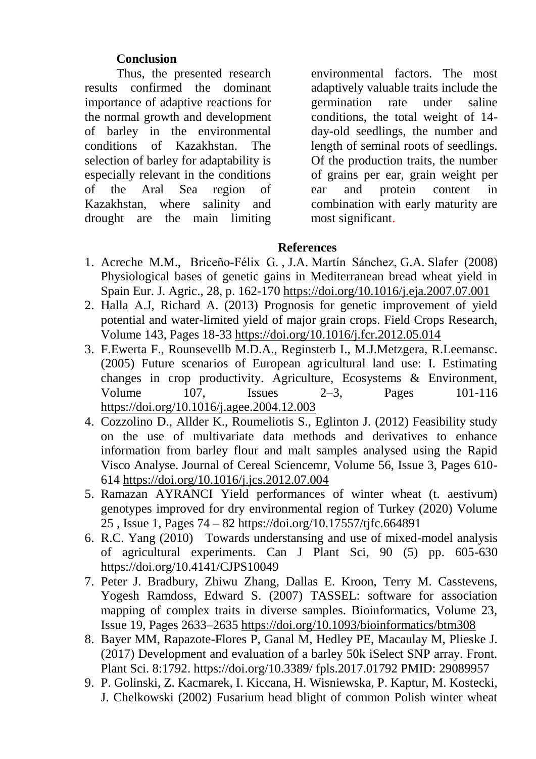## Conclusion

Thus, the presented research results confirmed the dominant importance of adaptive reactions for the normal growth and development of barley in the environmental conditions of Kazakhstan. The selection of barley for adaptability is especially relevant in the conditions of the Aral Sea region of Kazakhstan, where salinity and drought are the main limiting environmental factors. The most adaptively valuable traits include the germination rate under saline conditions, the total weight of 14-day-old seedlings, the number and length of seminal roots of seedlings. Of the production traits, the number of grains per ear, grain weight per ear and protein content in combination with early maturity are most significant.

## References

1. Acreche M.M., Briceño-Félix G. , J.A. Martín Sánchez, G.A. Slafer (2008) Physiological bases of genetic gains in Mediterranean bread wheat yield in Spain Eur. J. Agric., 28, p. 162-170 https://doi.org/10.1016/j.eja.2007.07.001
2. Halla A.J, Richard A. (2013) Prognosis for genetic improvement of yield potential and water-limited yield of major grain crops. Field Crops Research, Volume 143, Pages 18-33 https://doi.org/10.1016/j.fcr.2012.05.014
3. F.Ewerta F., Rounsevellb M.D.A., Reginsterb I., M.J.Metzgera, R.Leemansc. (2005) Future scenarios of European agricultural land use: I. Estimating changes in crop productivity. Agriculture, Ecosystems & Environment, Volume 107, Issues 2–3, Pages 101-116 https://doi.org/10.1016/j.agee.2004.12.003
4. Cozzolino D., Allder K., Roumeliotis S., Eglinton J. (2012) Feasibility study on the use of multivariate data methods and derivatives to enhance information from barley flour and malt samples analysed using the Rapid Visco Analyse. Journal of Cereal Sciencemr, Volume 56, Issue 3, Pages 610-614 https://doi.org/10.1016/j.jcs.2012.07.004
5. Ramazan AYRANCI Yield performances of winter wheat (t. aestivum) genotypes improved for dry environmental region of Turkey (2020) Volume 25 , Issue 1, Pages 74 – 82 https://doi.org/10.17557/tjfc.664891
6. R.C. Yang (2010) Towards understansing and use of mixed-model analysis of agricultural experiments. Can J Plant Sci, 90 (5) pp. 605-630 https://doi.org/10.4141/CJPS10049
7. Peter J. Bradbury, Zhiwu Zhang, Dallas E. Kroon, Terry M. Casstevens, Yogesh Ramdoss, Edward S. (2007) TASSEL: software for association mapping of complex traits in diverse samples. Bioinformatics, Volume 23, Issue 19, Pages 2633–2635 https://doi.org/10.1093/bioinformatics/btm308
8. Bayer MM, Rapazote-Flores P, Ganal M, Hedley PE, Macaulay M, Plieske J. (2017) Development and evaluation of a barley 50k iSelect SNP array. Front. Plant Sci. 8:1792. https://doi.org/10.3389/ fpls.2017.01792 PMID: 29089957
9. P. Golinski, Z. Kacmarek, I. Kiccana, H. Wisniewska, P. Kaptur, M. Kostecki, J. Chelkowski (2002) Fusarium head blight of common Polish winter wheat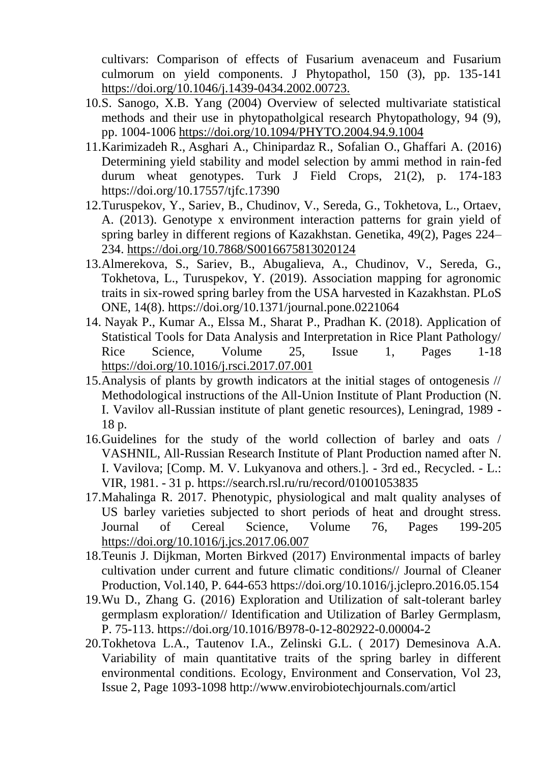cultivars: Comparison of effects of Fusarium avenaceum and Fusarium culmorum on yield components. J Phytopathol, 150 (3), pp. 135-141 https://doi.org/10.1046/j.1439-0434.2002.00723.

10. S. Sanogo, X.B. Yang (2004) Overview of selected multivariate statistical methods and their use in phytopatholgical research Phytopathology, 94 (9), pp. 1004-1006 https://doi.org/10.1094/PHYTO.2004.94.9.1004
11. Karimizadeh R., Asghari A., Chinipardaz R., Sofalian O., Ghaffari A. (2016) Determining yield stability and model selection by ammi method in rain-fed durum wheat genotypes. Turk J Field Crops, 21(2), p. 174-183 https://doi.org/10.17557/tjfc.17390
12. Turuspekov, Y., Sariev, B., Chudinov, V., Sereda, G., Tokhetova, L., Ortaev, A. (2013). Genotype x environment interaction patterns for grain yield of spring barley in different regions of Kazakhstan. Genetika, 49(2), Pages 224–234. https://doi.org/10.7868/S0016675813020124
13. Almerekova, S., Sariev, B., Abugalieva, A., Chudinov, V., Sereda, G., Tokhetova, L., Turuspekov, Y. (2019). Association mapping for agronomic traits in six-rowed spring barley from the USA harvested in Kazakhstan. PLoS ONE, 14(8). https://doi.org/10.1371/journal.pone.0221064
14. Nayak P., Kumar A., Elssa M., Sharat P., Pradhan K. (2018). Application of Statistical Tools for Data Analysis and Interpretation in Rice Plant Pathology/ Rice Science, Volume 25, Issue 1, Pages 1-18 https://doi.org/10.1016/j.rsci.2017.07.001
15. Analysis of plants by growth indicators at the initial stages of ontogenesis // Methodological instructions of the All-Union Institute of Plant Production (N. I. Vavilov all-Russian institute of plant genetic resources), Leningrad, 1989 - 18 p.
16. Guidelines for the study of the world collection of barley and oats / VASHNIL, All-Russian Research Institute of Plant Production named after N. I. Vavilova; [Comp. M. V. Lukyanova and others.]. - 3rd ed., Recycled. - L.: VIR, 1981. - 31 p. https://search.rsl.ru/ru/record/01001053835
17. Mahalinga R. 2017. Phenotypic, physiological and malt quality analyses of US barley varieties subjected to short periods of heat and drought stress. Journal of Cereal Science, Volume 76, Pages 199-205 https://doi.org/10.1016/j.jcs.2017.06.007
18. Teunis J. Dijkman, Morten Birkved (2017) Environmental impacts of barley cultivation under current and future climatic conditions// Journal of Cleaner Production, Vol.140, P. 644-653 https://doi.org/10.1016/j.jclepro.2016.05.154
19. Wu D., Zhang G. (2016) Exploration and Utilization of salt-tolerant barley germplasm exploration// Identification and Utilization of Barley Germplasm, P. 75-113. https://doi.org/10.1016/B978-0-12-802922-0.00004-2
20. Tokhetova L.A., Tautenov I.A., Zelinski G.L. ( 2017) Demesinova A.A. Variability of main quantitative traits of the spring barley in different environmental conditions. Ecology, Environment and Conservation, Vol 23, Issue 2, Page 1093-1098 http://www.envirobiotechjournals.com/articl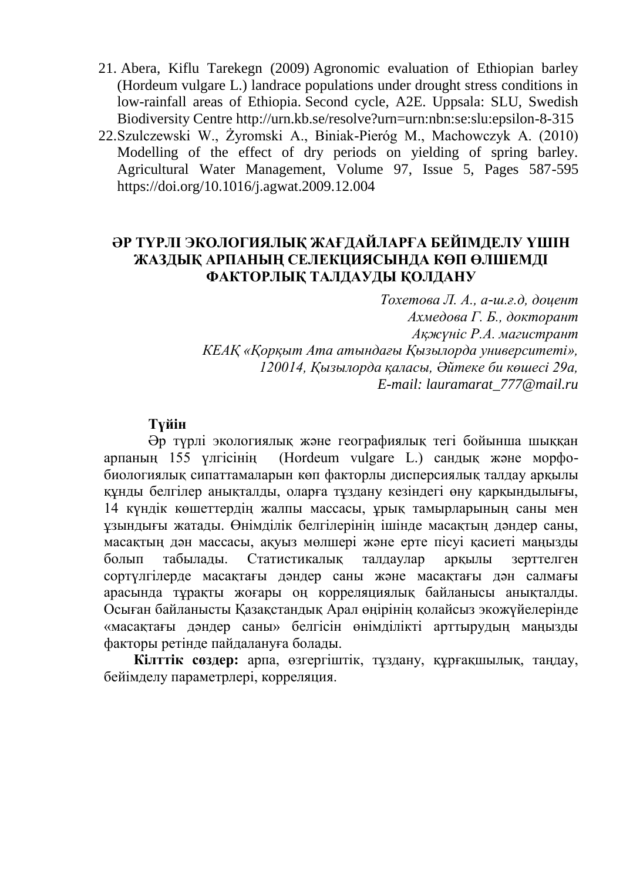21. Abera, Kiflu Tarekegn (2009) Agronomic evaluation of Ethiopian barley (Hordeum vulgare L.) landrace populations under drought stress conditions in low-rainfall areas of Ethiopia. Second cycle, A2E. Uppsala: SLU, Swedish Biodiversity Centre http://urn.kb.se/resolve?urn=urn:nbn:se:slu:epsilon-8-315
22. Szulczewski W., Żyromski A., Biniak-Pieróg M., Machowczyk A. (2010) Modelling of the effect of dry periods on yielding of spring barley. Agricultural Water Management, Volume 97, Issue 5, Pages 587-595 https://doi.org/10.1016/j.agwat.2009.12.004

## ӘР ТҮРЛІ ЭКОЛОГИЯЛЫҚ ЖАҒДАЙЛАРҒА БЕЙІМДЕЛУ ҮШІН ЖАЗДЫҚ АРПАНЫҢ СЕЛЕКЦИЯСЫНДА КӨП ӨЛШЕМДІ ФАКТОРЛЫҚ ТАЛДАУДЫ ҚОЛДАНУ

*Тохетова Л. А., а-ш.ғ.д, доцент*
*Ахмедова Г. Б., докторант*
*Ақжүніс Р.А. магистрант*
*КЕАҚ «Қорқыт Ата атындағы Қызылорда университеті»,*
*120014, Қызылорда қаласы, Әйтеке би көшесі 29а,*
*E-mail: lauramarat_777@mail.ru*

**Түйін**

Әр түрлі экологиялық және географиялық тегі бойынша шыққан арпаның 155 үлгісінің (Hordeum vulgare L.) сандық және морфо-биологиялық сипаттамаларын көп факторлы дисперсиялық талдау арқылы құнды белгілер анықталды, оларға тұздану кезіндегі өну қарқындылығы, 14 күндік көшеттердің жалпы массасы, ұрық тамырларының саны мен ұзындығы жатады. Өнімділік белгілерінің ішінде масақтың дәндер саны, масақтың дән массасы, ақуыз мөлшері және ерте пісуі қасиеті маңызды болып табылады. Статистикалық талдаулар арқылы зерттелген сортүлгілерде масақтағы дәндер саны және масақтағы дән салмағы арасында тұрақты жоғары оң корреляциялық байланысы анықталды. Осыған байланысты Қазақстандық Арал өңірінің қолайсыз экожүйелерінде «масақтағы дәндер саны» белгісін өнімділікті арттырудың маңызды факторы ретінде пайдалануға болады.

**Кілттік сөздер:** арпа, өзгергіштік, тұздану, құрғақшылық, таңдау, бейімделу параметрлері, корреляция.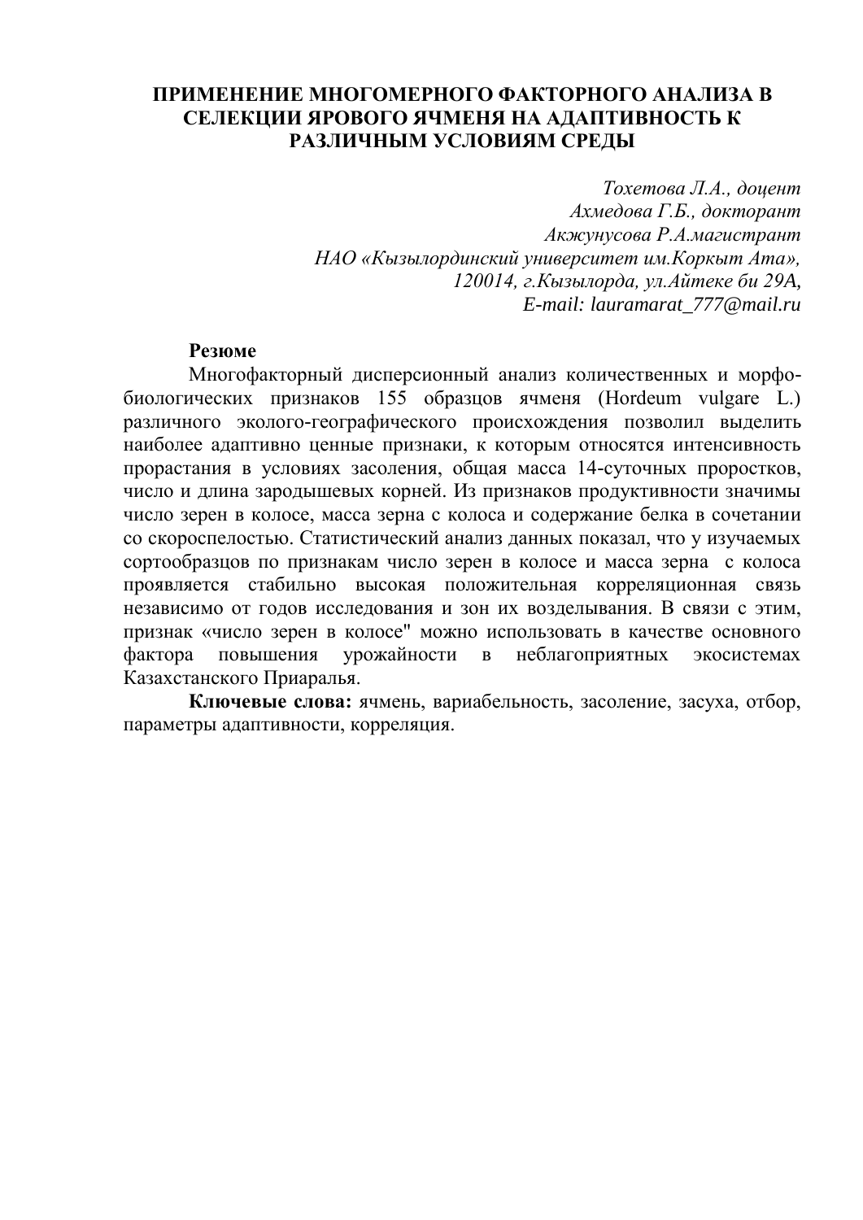# ПРИМЕНЕНИЕ МНОГОМЕРНОГО ФАКТОРНОГО АНАЛИЗА В СЕЛЕКЦИИ ЯРОВОГО ЯЧМЕНЯ НА АДАПТИВНОСТЬ К РАЗЛИЧНЫМ УСЛОВИЯМ СРЕДЫ

*Тохетова Л.А., доцент*
*Ахмедова Г.Б., докторант*
*Акжунусова Р.А.магистрант*
*НАО «Кызылординский университет им.Коркыт Ата»,*
*120014, г.Кызылорда, ул.Айтеке би 29А,*
*E-mail: lauramarat_777@mail.ru*

**Резюме**

Многофакторный дисперсионный анализ количественных и морфо-биологических признаков 155 образцов ячменя (Hordeum vulgare L.) различного эколого-географического происхождения позволил выделить наиболее адаптивно ценные признаки, к которым относятся интенсивность прорастания в условиях засоления, общая масса 14-суточных проростков, число и длина зародышевых корней. Из признаков продуктивности значимы число зерен в колосе, масса зерна с колоса и содержание белка в сочетании со скороспелостью. Статистический анализ данных показал, что у изучаемых сортообразцов по признакам число зерен в колосе и масса зерна с колоса проявляется стабильно высокая положительная корреляционная связь независимо от годов исследования и зон их возделывания. В связи с этим, признак «число зерен в колосе" можно использовать в качестве основного фактора повышения урожайности в неблагоприятных экосистемах Казахстанского Приаралья.

**Ключевые слова:** ячмень, вариабельность, засоление, засуха, отбор, параметры адаптивности, корреляция.